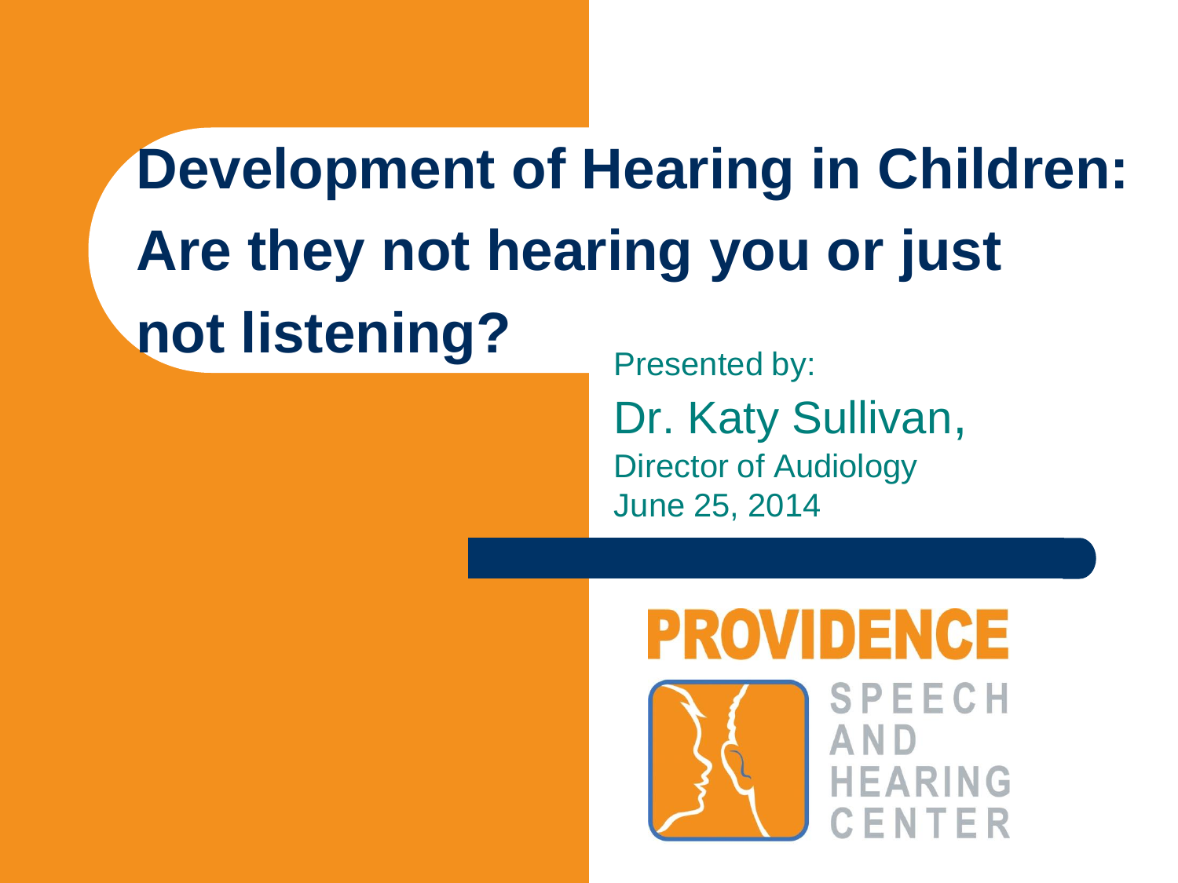# Development of Hearing in Children: Are they not hearing you or just not listening?

Presented by:

Dr. Katy Sullivan,

Director of Audiology

June 25, 2014

PROVIDENCE

SPEECH AND HEARING CENTER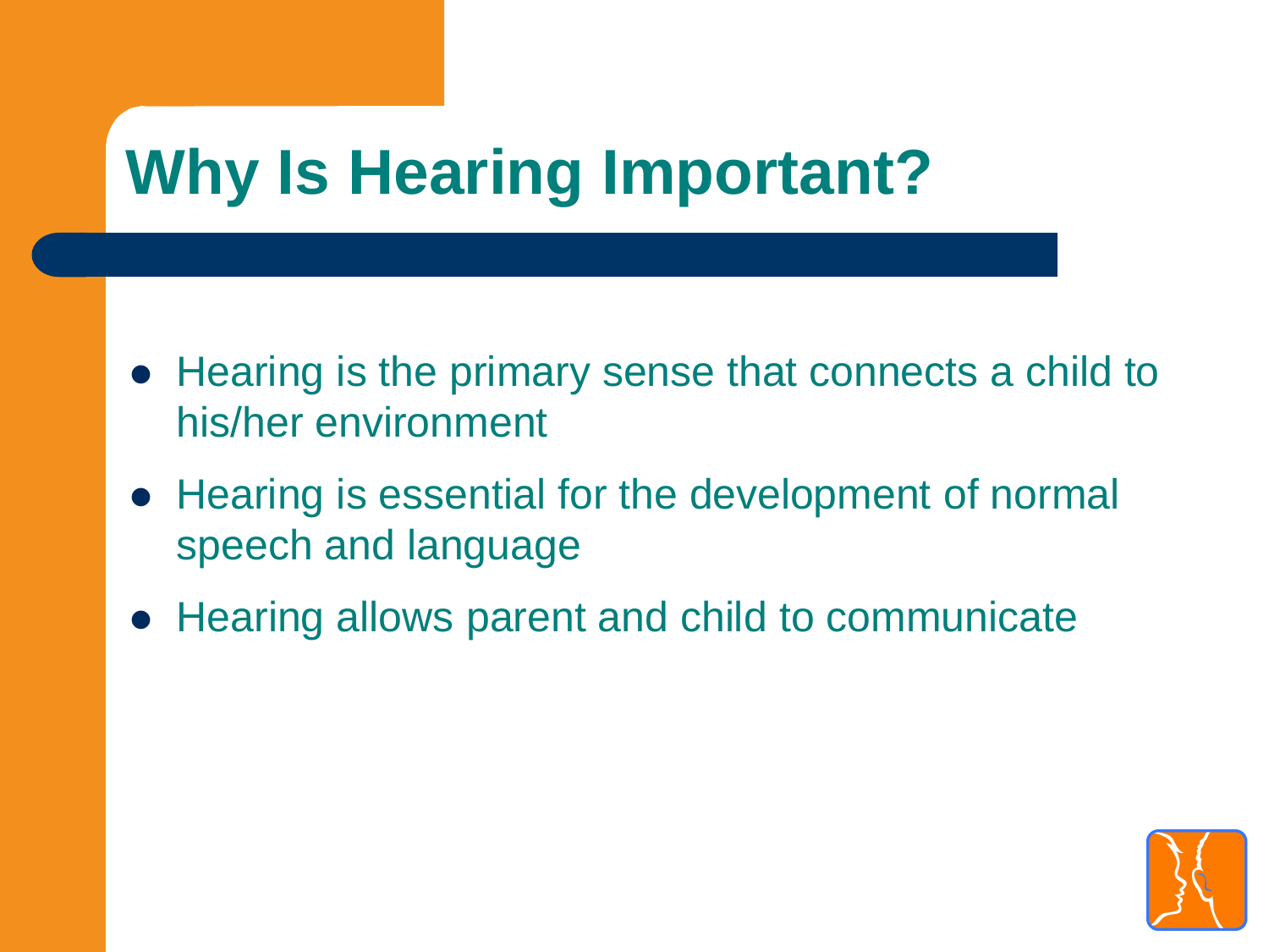# Why Is Hearing Important?

- Hearing is the primary sense that connects a child to his/her environment
- Hearing is essential for the development of normal speech and language
- Hearing allows parent and child to communicate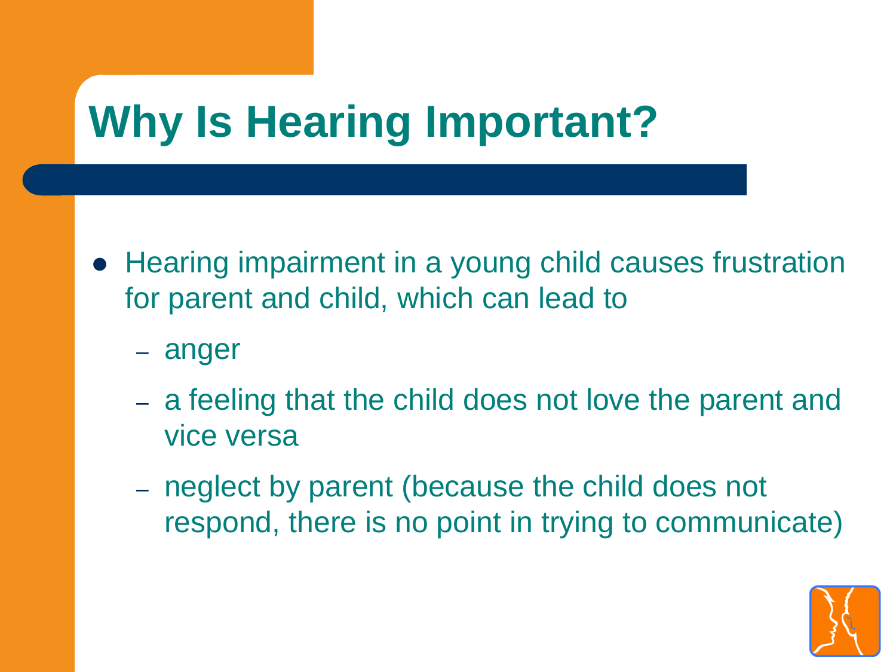# Why Is Hearing Important?

- Hearing impairment in a young child causes frustration for parent and child, which can lead to
  - anger
  - a feeling that the child does not love the parent and vice versa
  - neglect by parent (because the child does not respond, there is no point in trying to communicate)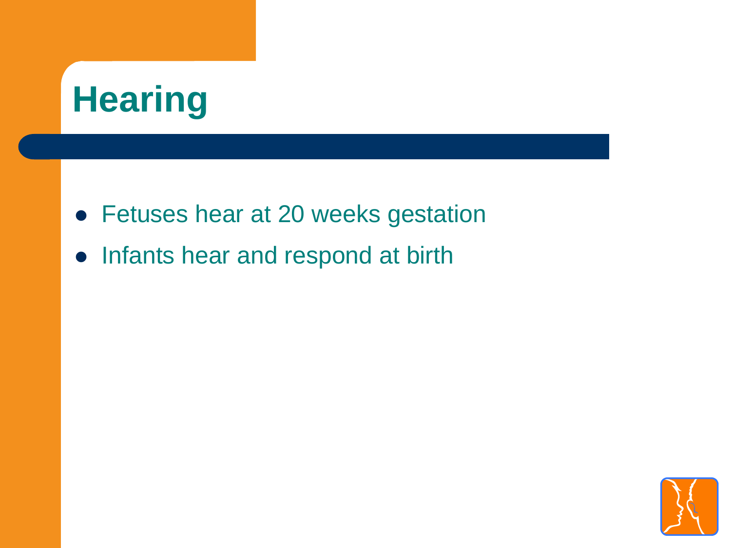# Hearing

- Fetuses hear at 20 weeks gestation
- Infants hear and respond at birth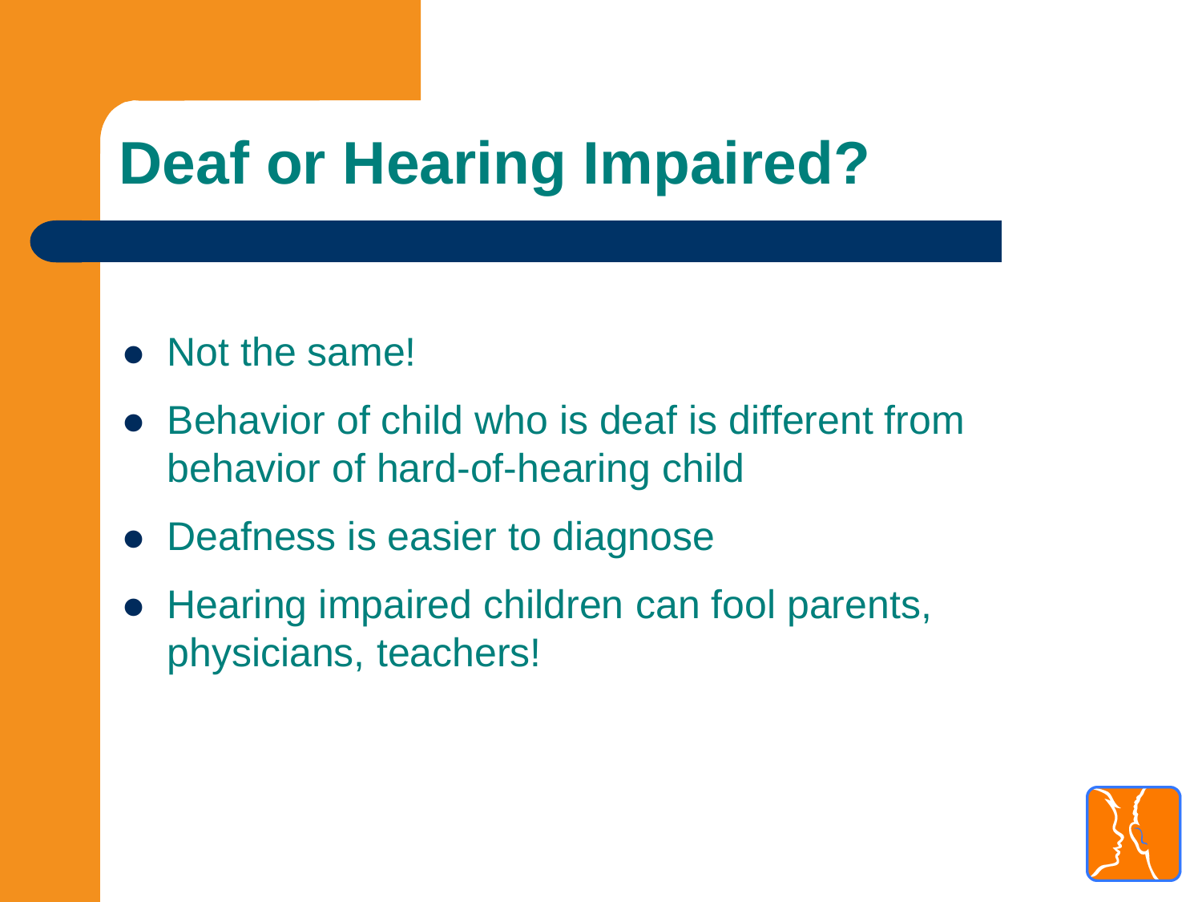# Deaf or Hearing Impaired?

- Not the same!
- Behavior of child who is deaf is different from behavior of hard-of-hearing child
- Deafness is easier to diagnose
- Hearing impaired children can fool parents, physicians, teachers!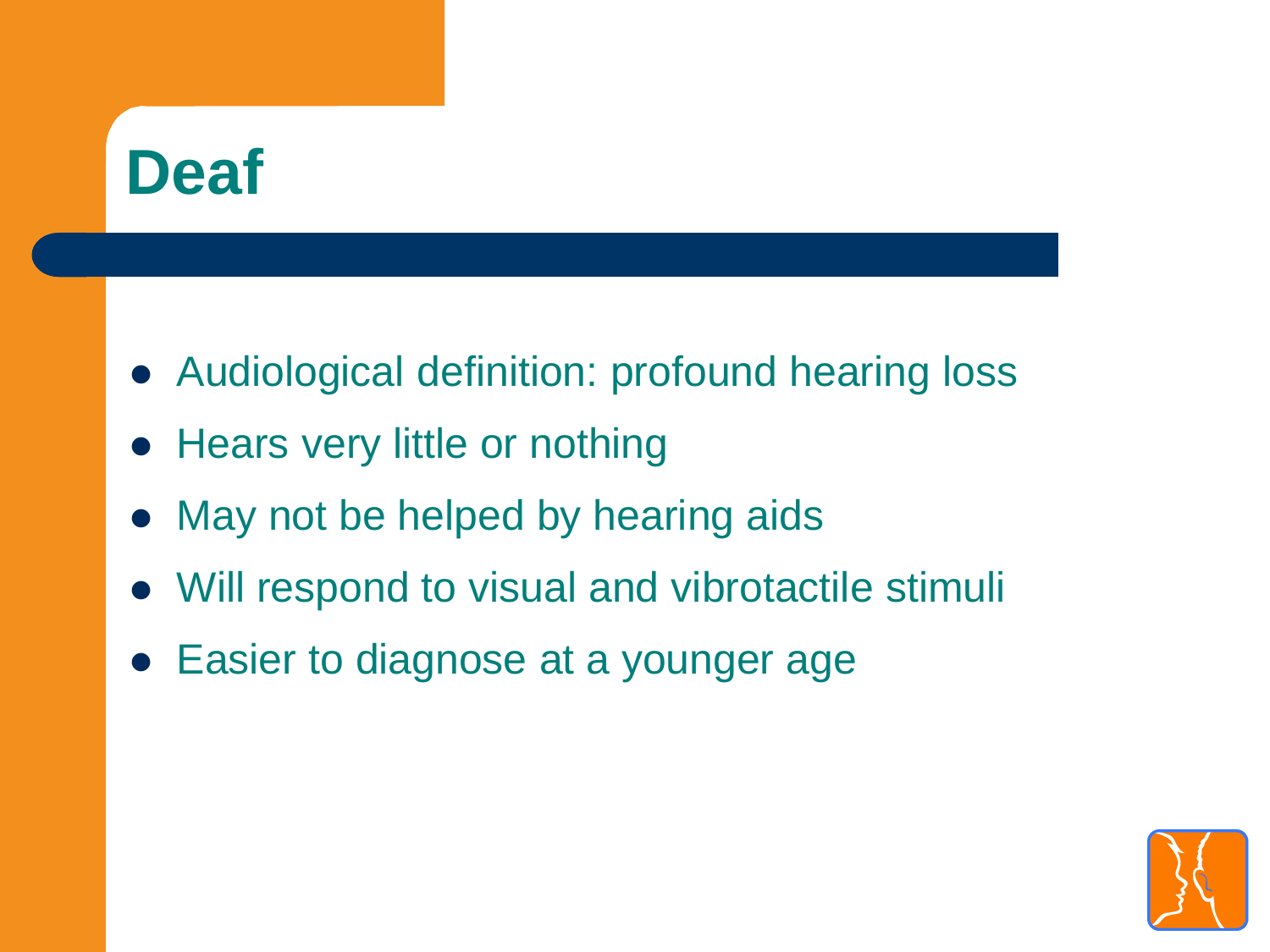# Deaf

- Audiological definition: profound hearing loss
- Hears very little or nothing
- May not be helped by hearing aids
- Will respond to visual and vibrotactile stimuli
- Easier to diagnose at a younger age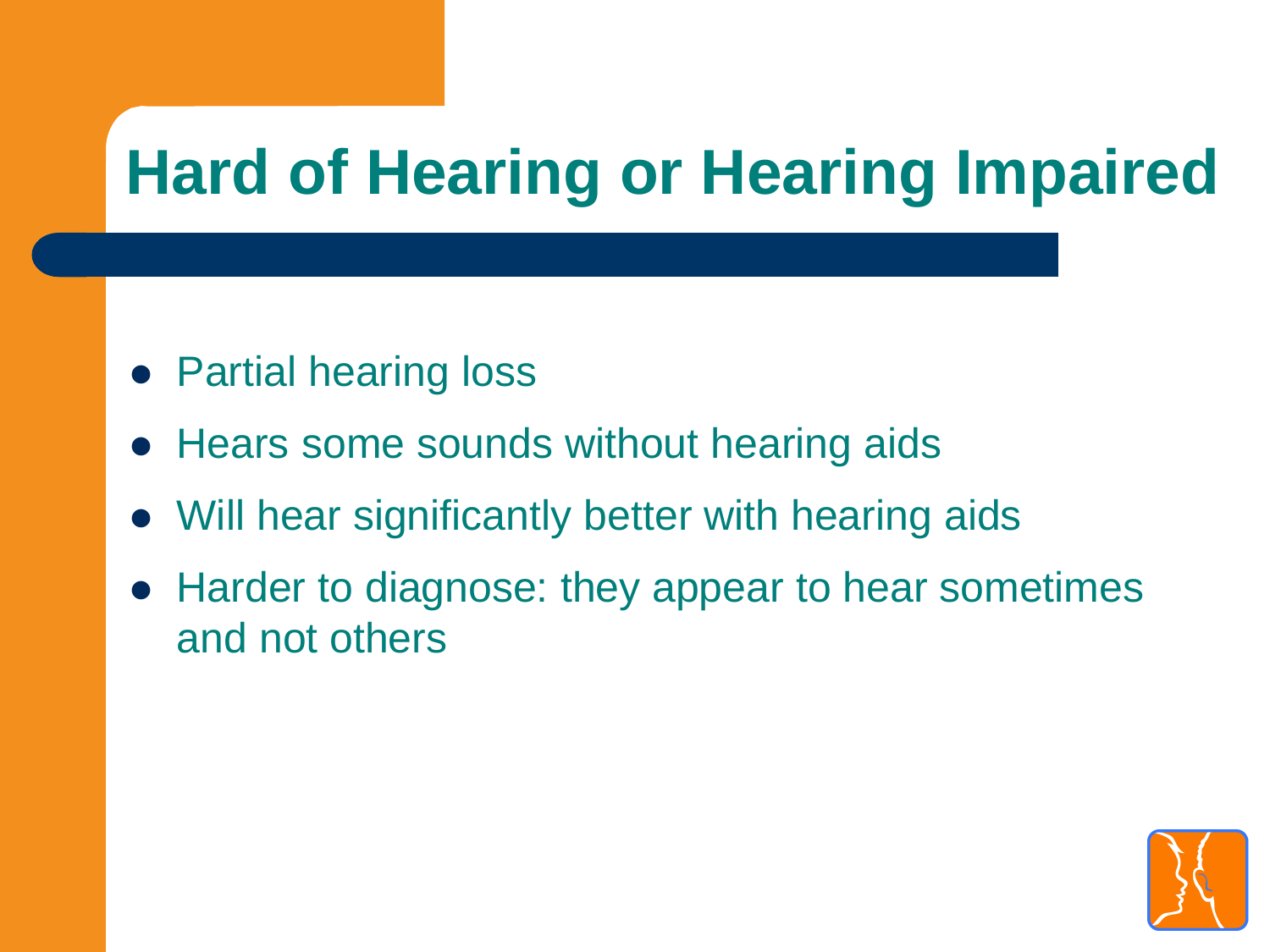# Hard of Hearing or Hearing Impaired

- Partial hearing loss
- Hears some sounds without hearing aids
- Will hear significantly better with hearing aids
- Harder to diagnose: they appear to hear sometimes and not others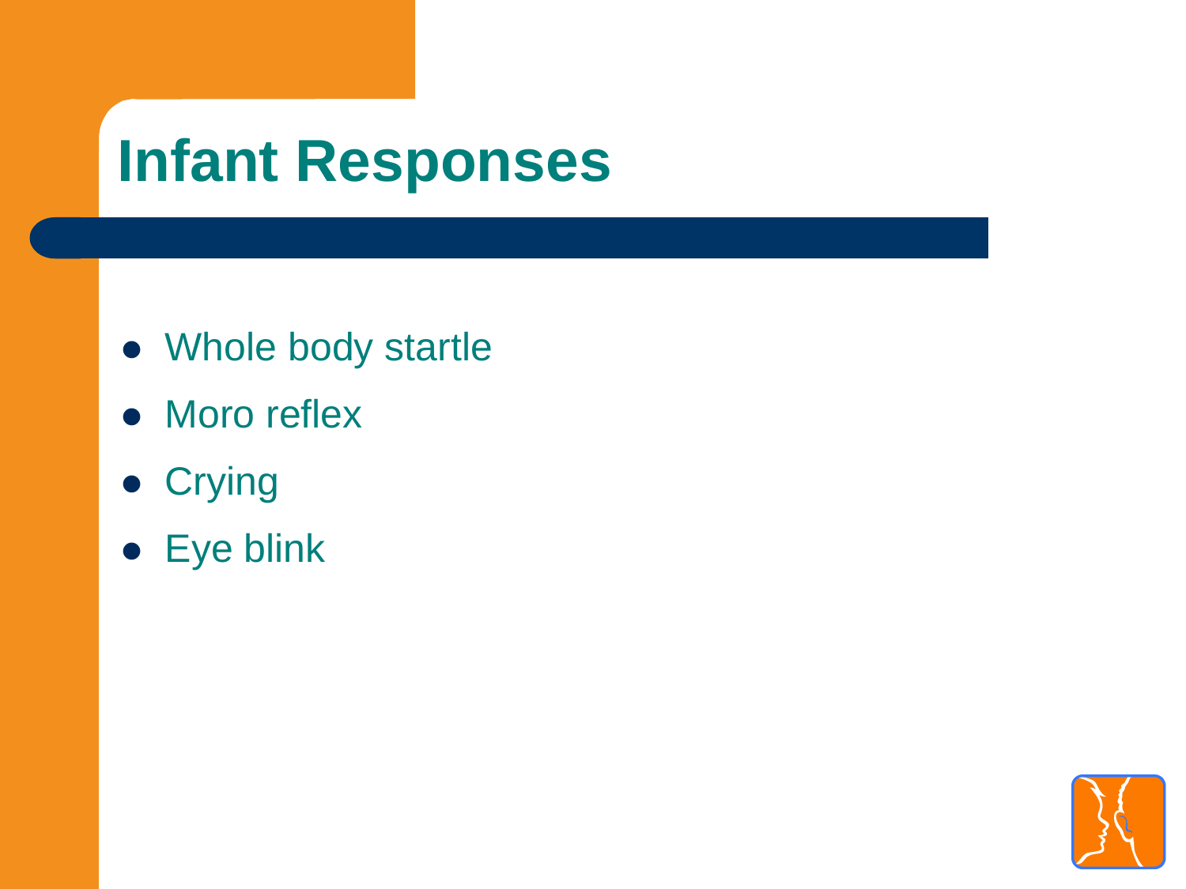# Infant Responses

- Whole body startle
- Moro reflex
- Crying
- Eye blink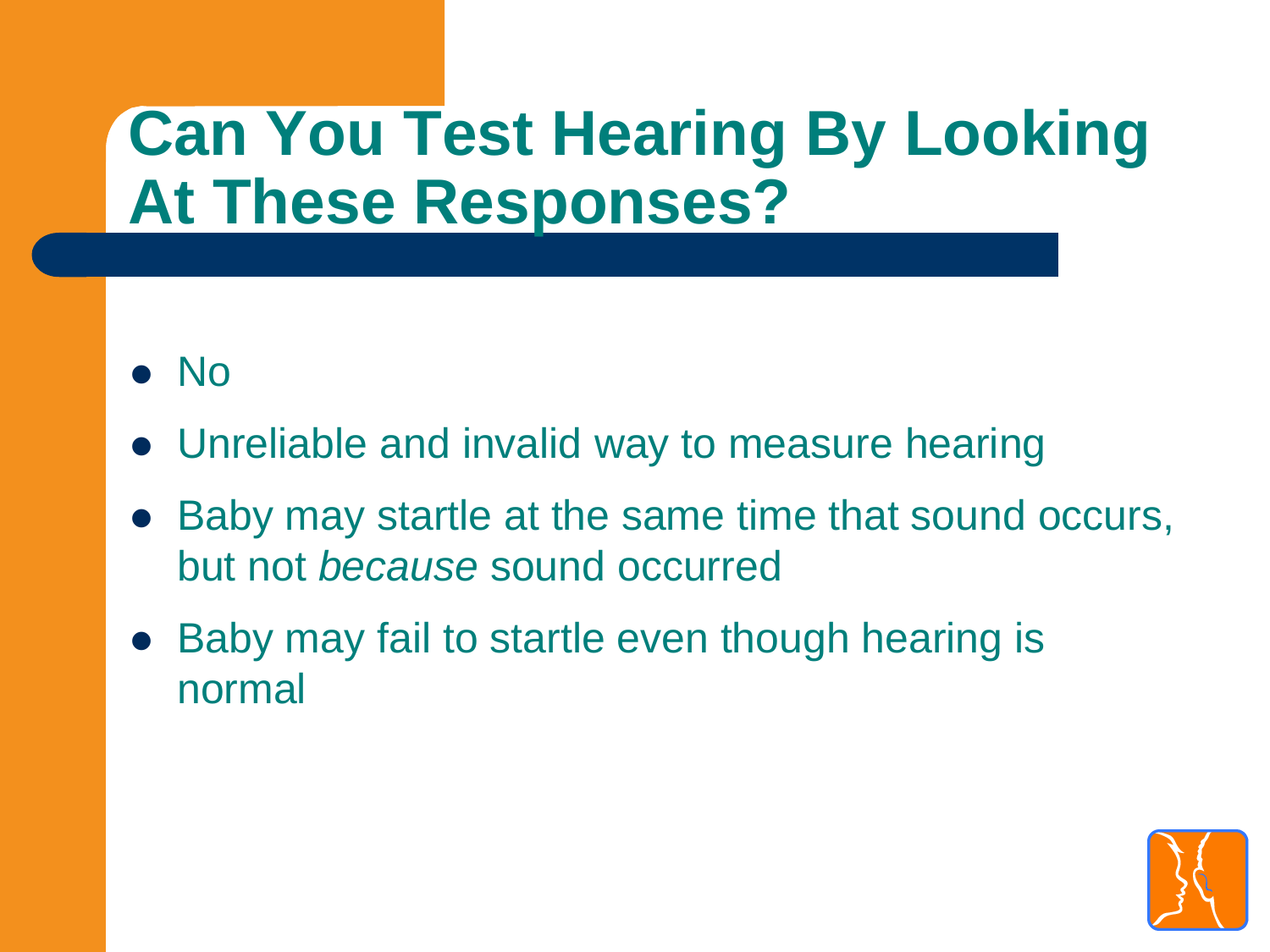# Can You Test Hearing By Looking At These Responses?

- No
- Unreliable and invalid way to measure hearing
- Baby may startle at the same time that sound occurs, but not *because* sound occurred
- Baby may fail to startle even though hearing is normal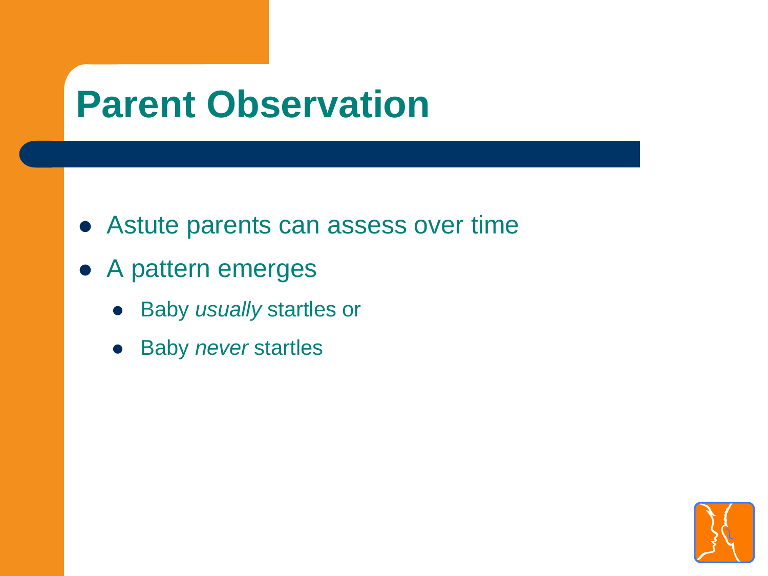# Parent Observation

- Astute parents can assess over time
- A pattern emerges
  - Baby *usually* startles or
  - Baby *never* startles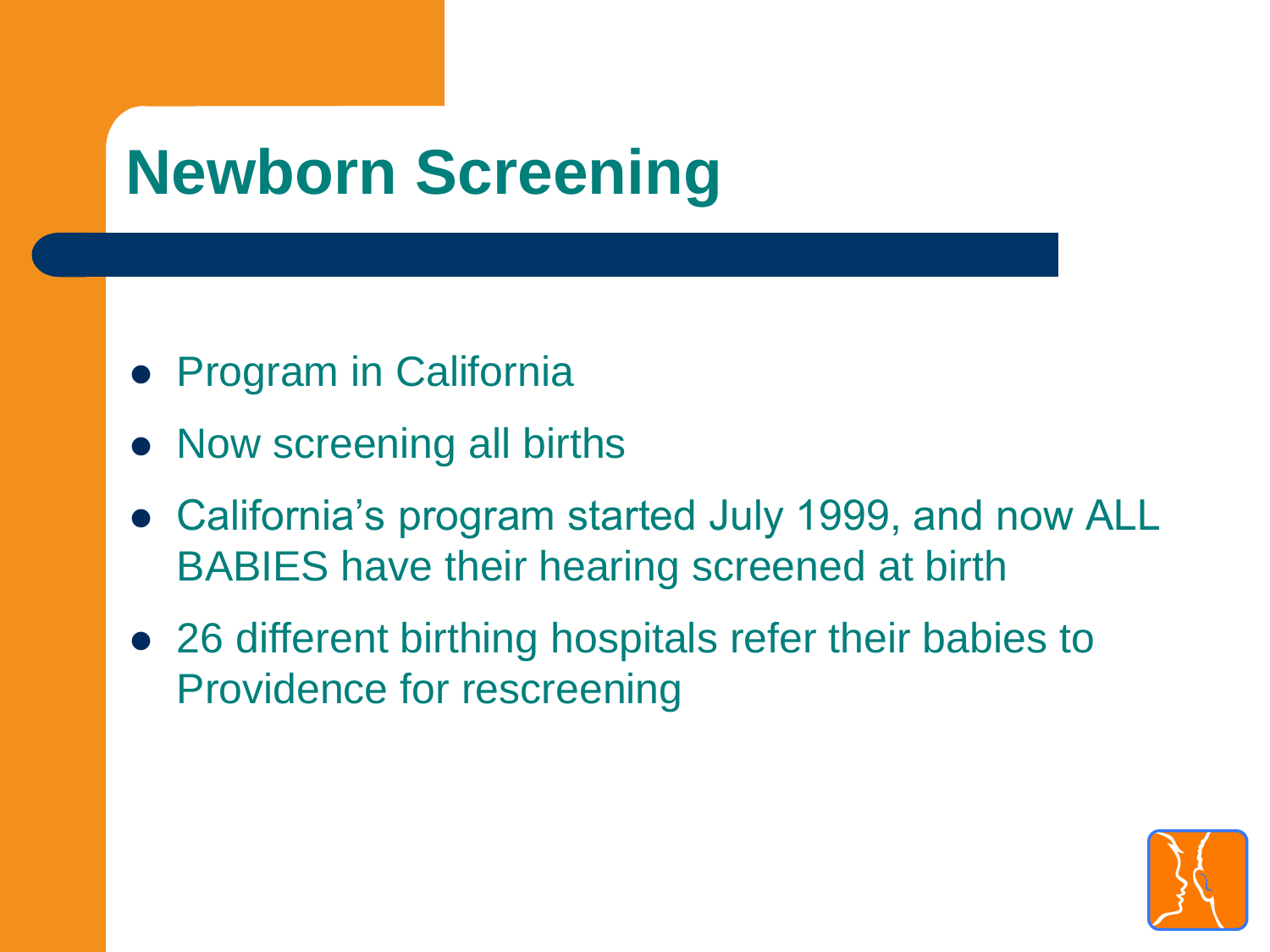# Newborn Screening

- Program in California
- Now screening all births
- California's program started July 1999, and now ALL BABIES have their hearing screened at birth
- 26 different birthing hospitals refer their babies to Providence for rescreening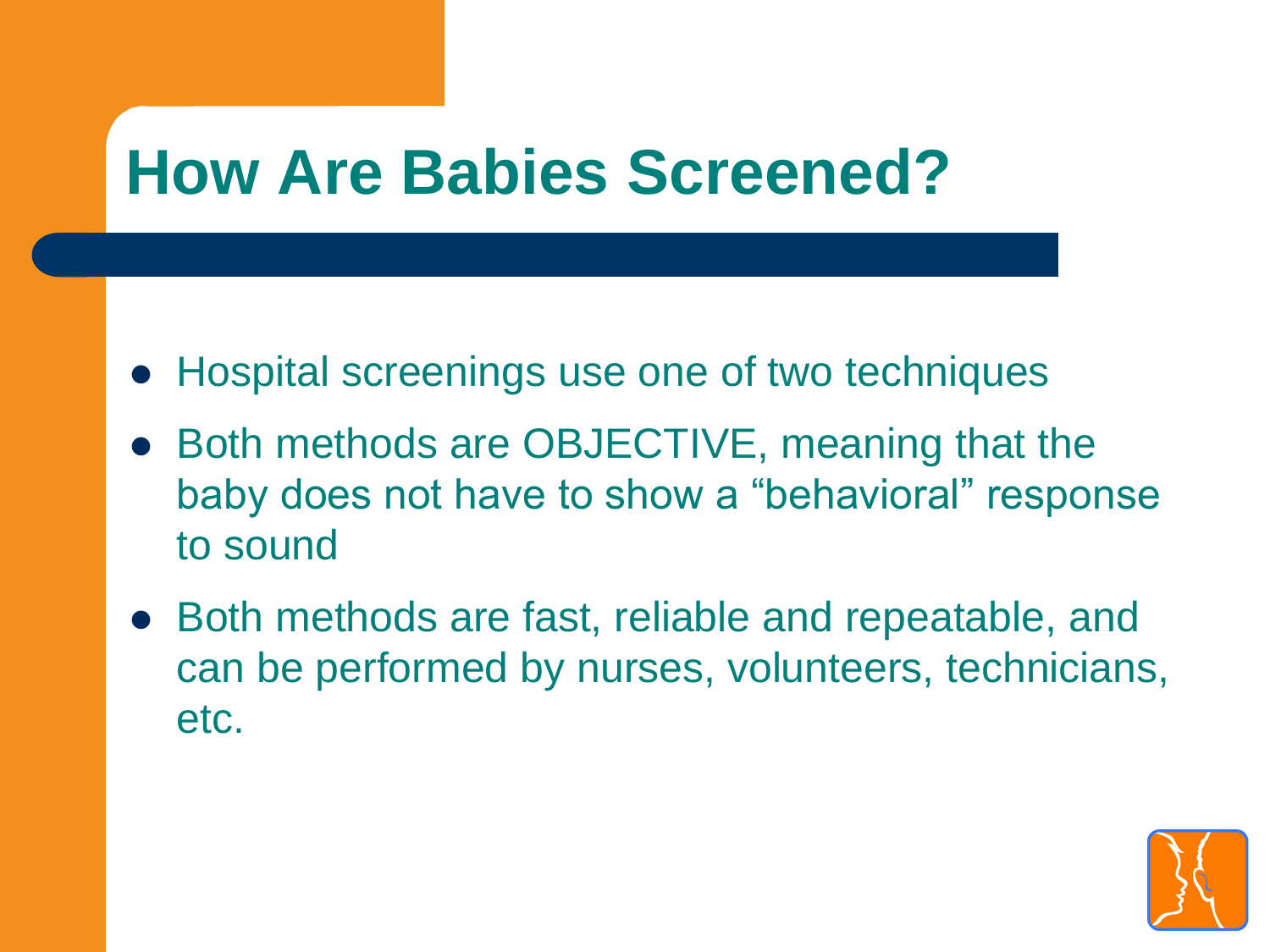# How Are Babies Screened?

- Hospital screenings use one of two techniques
- Both methods are OBJECTIVE, meaning that the baby does not have to show a "behavioral" response to sound
- Both methods are fast, reliable and repeatable, and can be performed by nurses, volunteers, technicians, etc.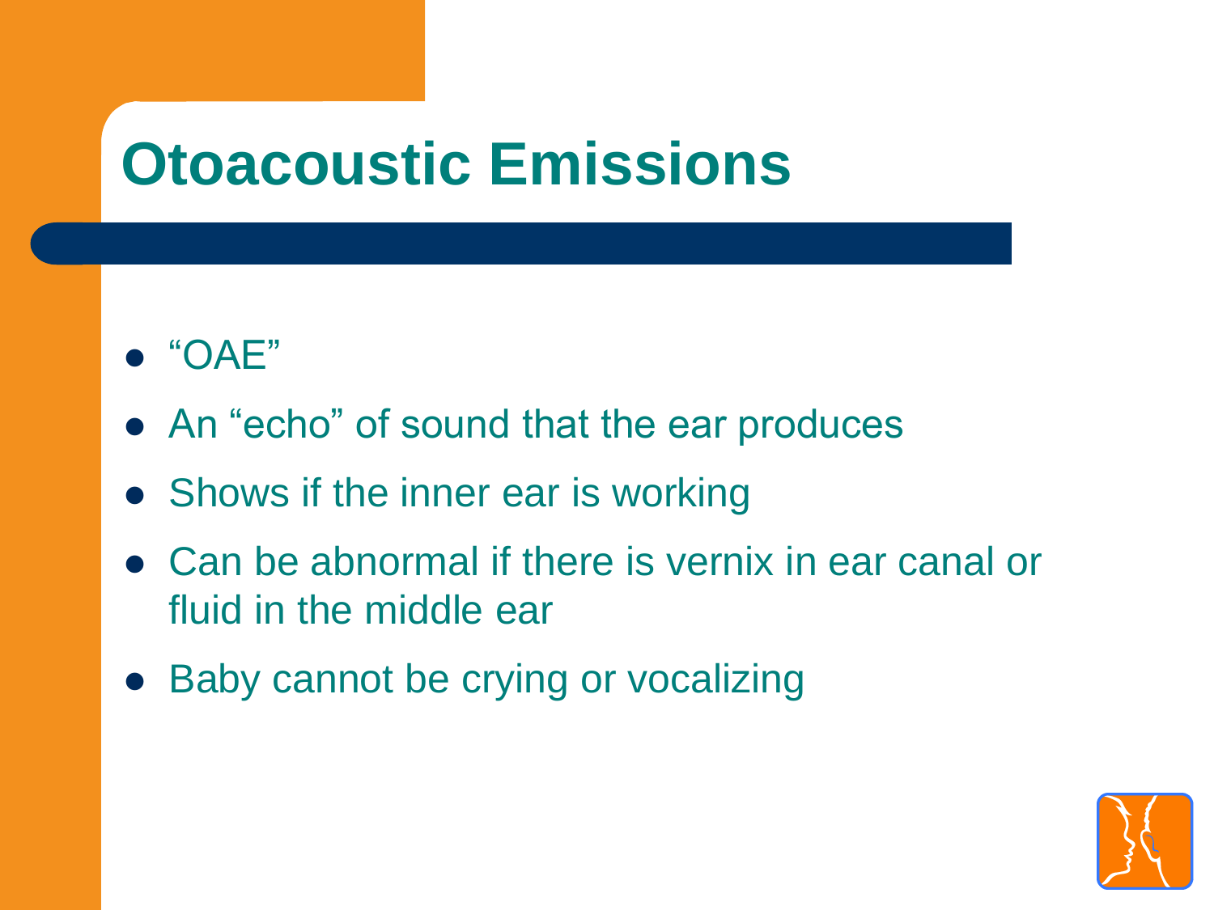# Otoacoustic Emissions

- "OAE"
- An "echo" of sound that the ear produces
- Shows if the inner ear is working
- Can be abnormal if there is vernix in ear canal or fluid in the middle ear
- Baby cannot be crying or vocalizing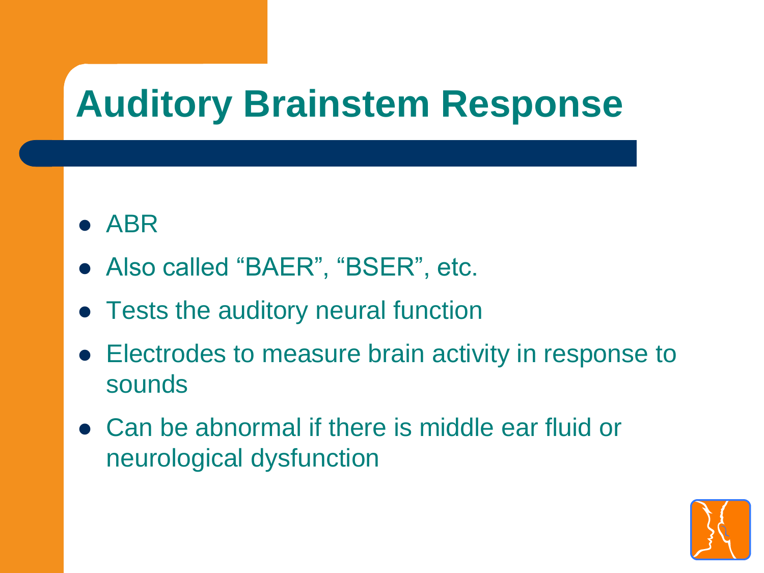# Auditory Brainstem Response

- ABR
- Also called “BAER”, “BSER”, etc.
- Tests the auditory neural function
- Electrodes to measure brain activity in response to sounds
- Can be abnormal if there is middle ear fluid or neurological dysfunction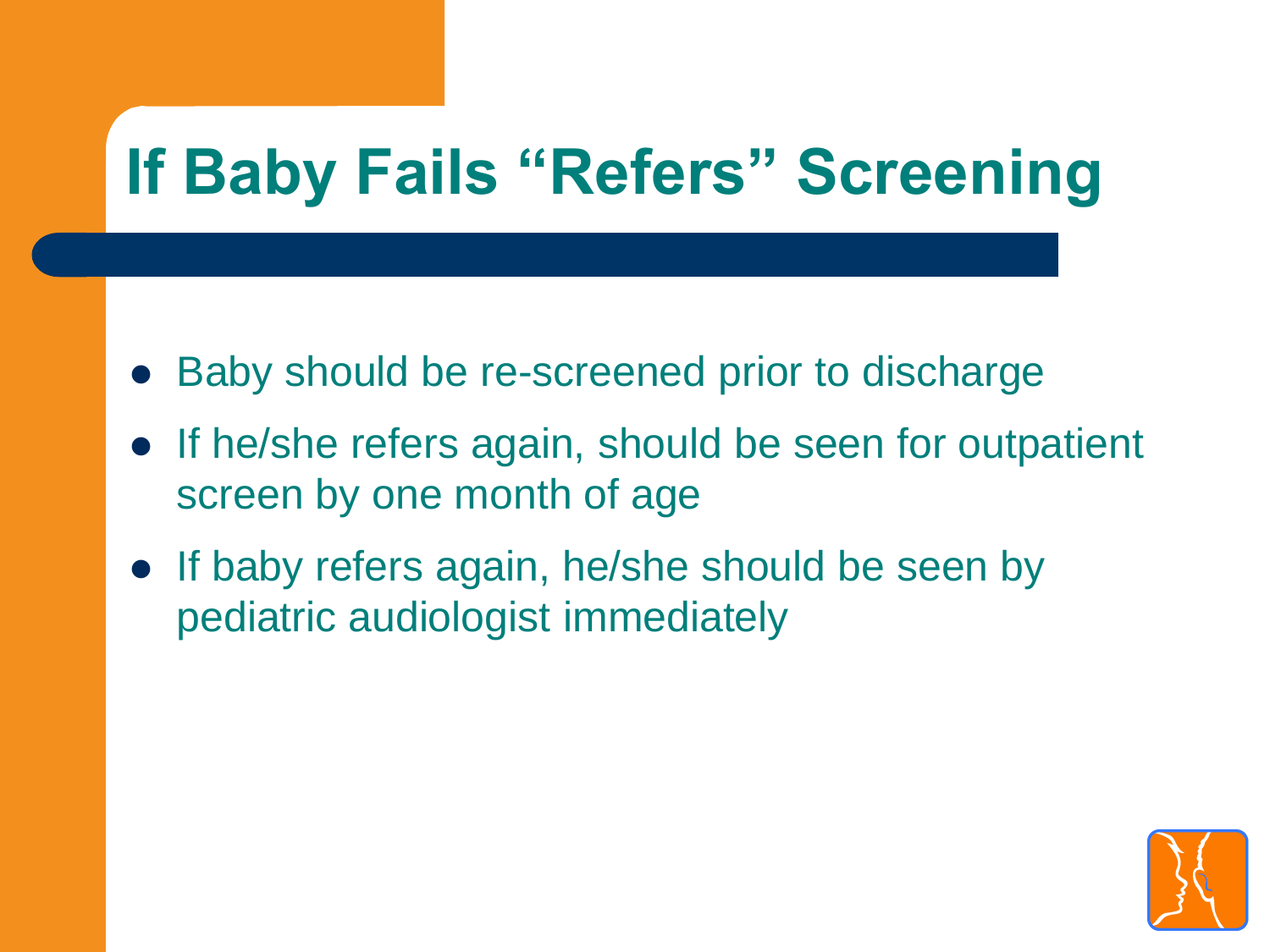# If Baby Fails "Refers" Screening

- Baby should be re-screened prior to discharge
- If he/she refers again, should be seen for outpatient screen by one month of age
- If baby refers again, he/she should be seen by pediatric audiologist immediately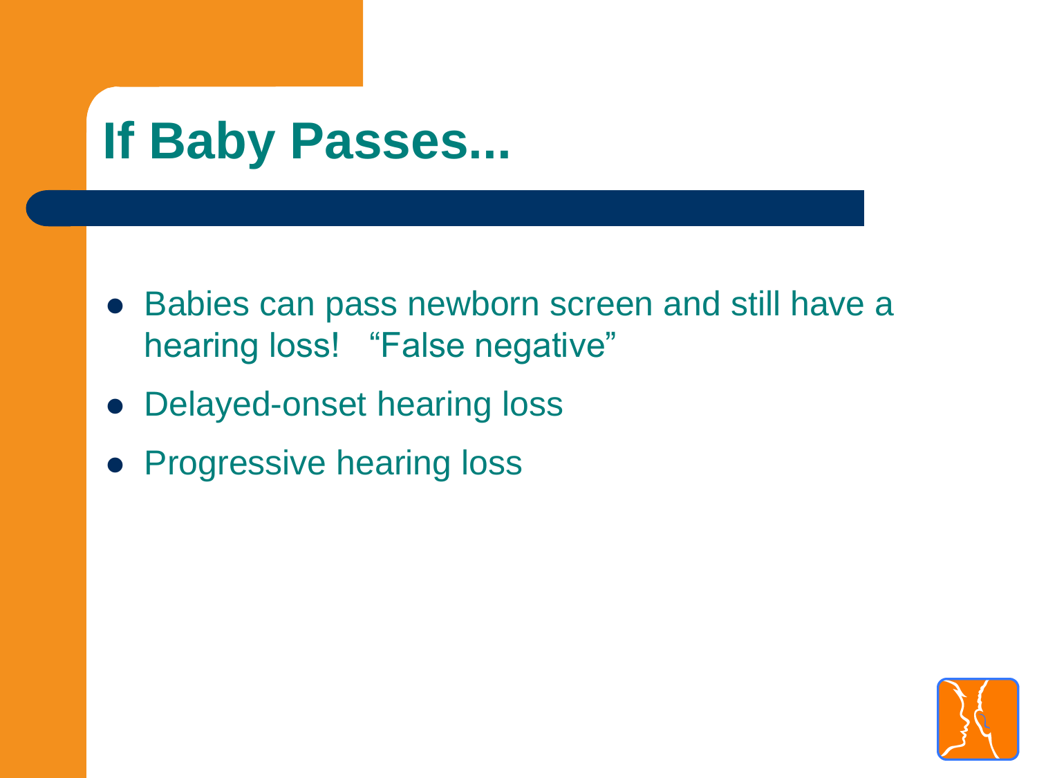# If Baby Passes...

- Babies can pass newborn screen and still have a hearing loss!   "False negative"
- Delayed-onset hearing loss
- Progressive hearing loss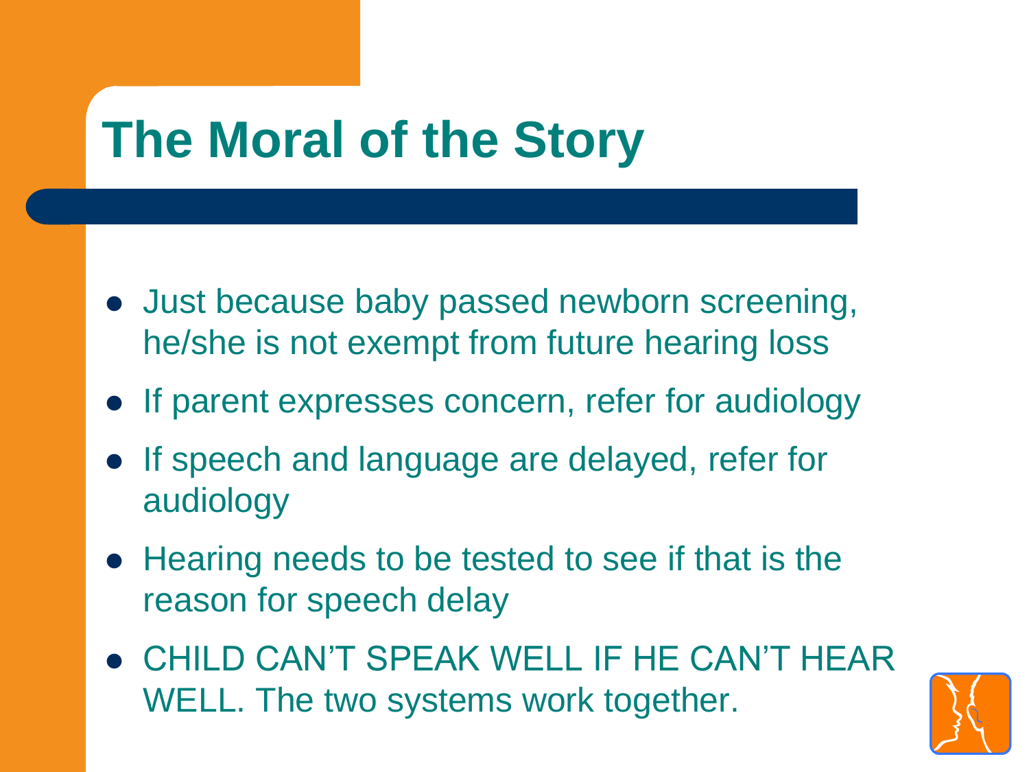# The Moral of the Story

- Just because baby passed newborn screening, he/she is not exempt from future hearing loss
- If parent expresses concern, refer for audiology
- If speech and language are delayed, refer for audiology
- Hearing needs to be tested to see if that is the reason for speech delay
- CHILD CAN'T SPEAK WELL IF HE CAN'T HEAR WELL. The two systems work together.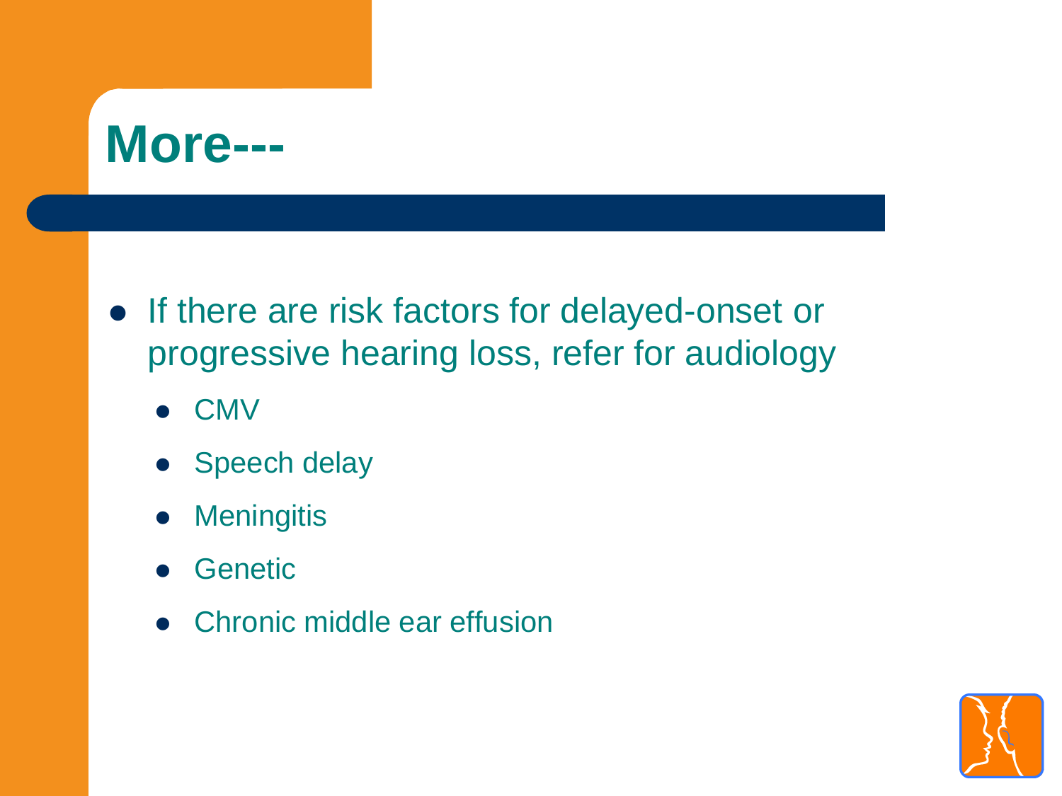# More---

- If there are risk factors for delayed-onset or progressive hearing loss, refer for audiology
  - CMV
  - Speech delay
  - Meningitis
  - Genetic
  - Chronic middle ear effusion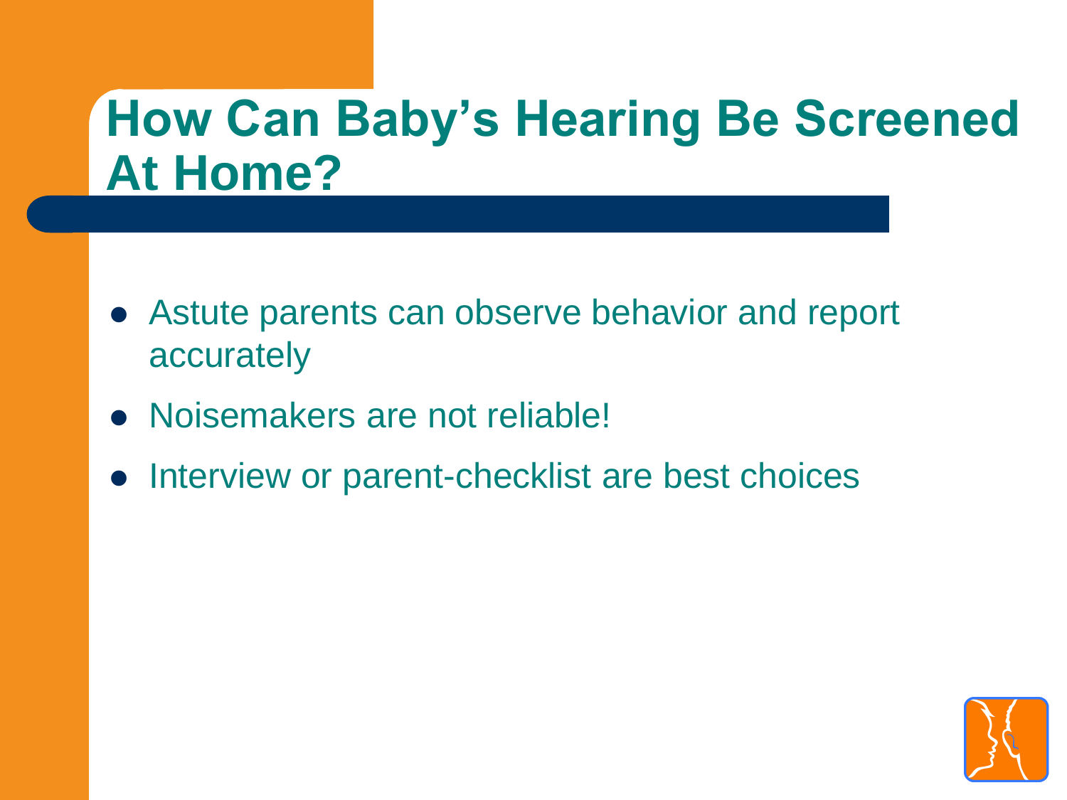# How Can Baby's Hearing Be Screened At Home?

- Astute parents can observe behavior and report accurately
- Noisemakers are not reliable!
- Interview or parent-checklist are best choices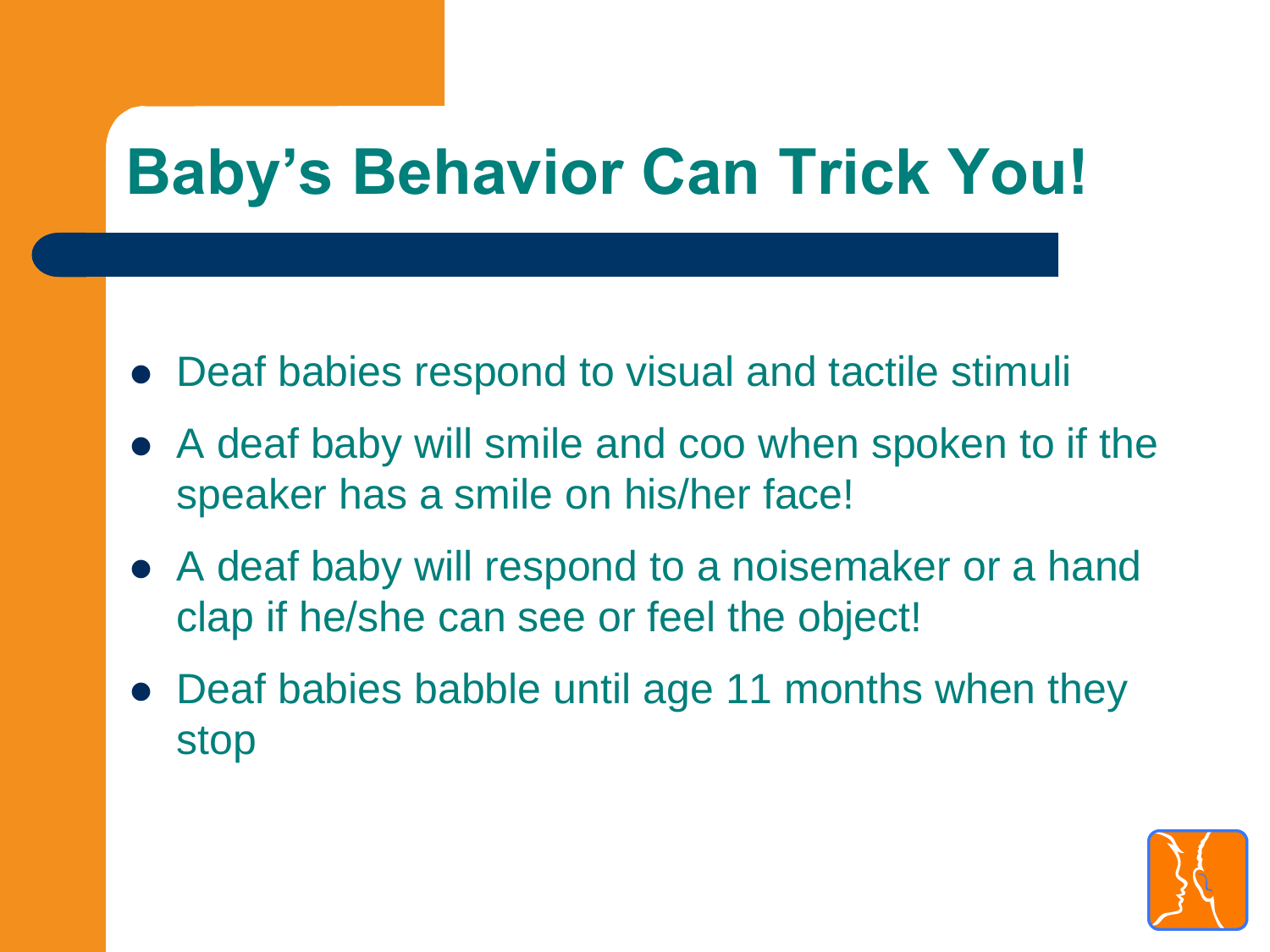# Baby's Behavior Can Trick You!

- Deaf babies respond to visual and tactile stimuli
- A deaf baby will smile and coo when spoken to if the speaker has a smile on his/her face!
- A deaf baby will respond to a noisemaker or a hand clap if he/she can see or feel the object!
- Deaf babies babble until age 11 months when they stop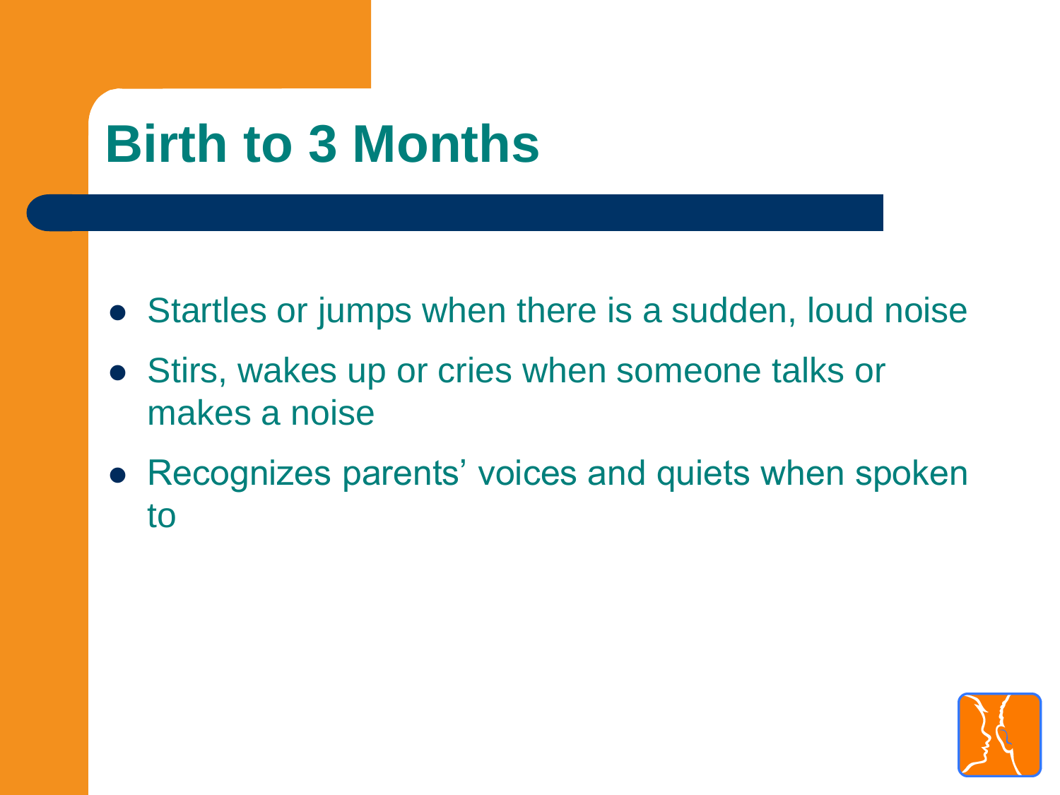# Birth to 3 Months

- Startles or jumps when there is a sudden, loud noise
- Stirs, wakes up or cries when someone talks or makes a noise
- Recognizes parents' voices and quiets when spoken to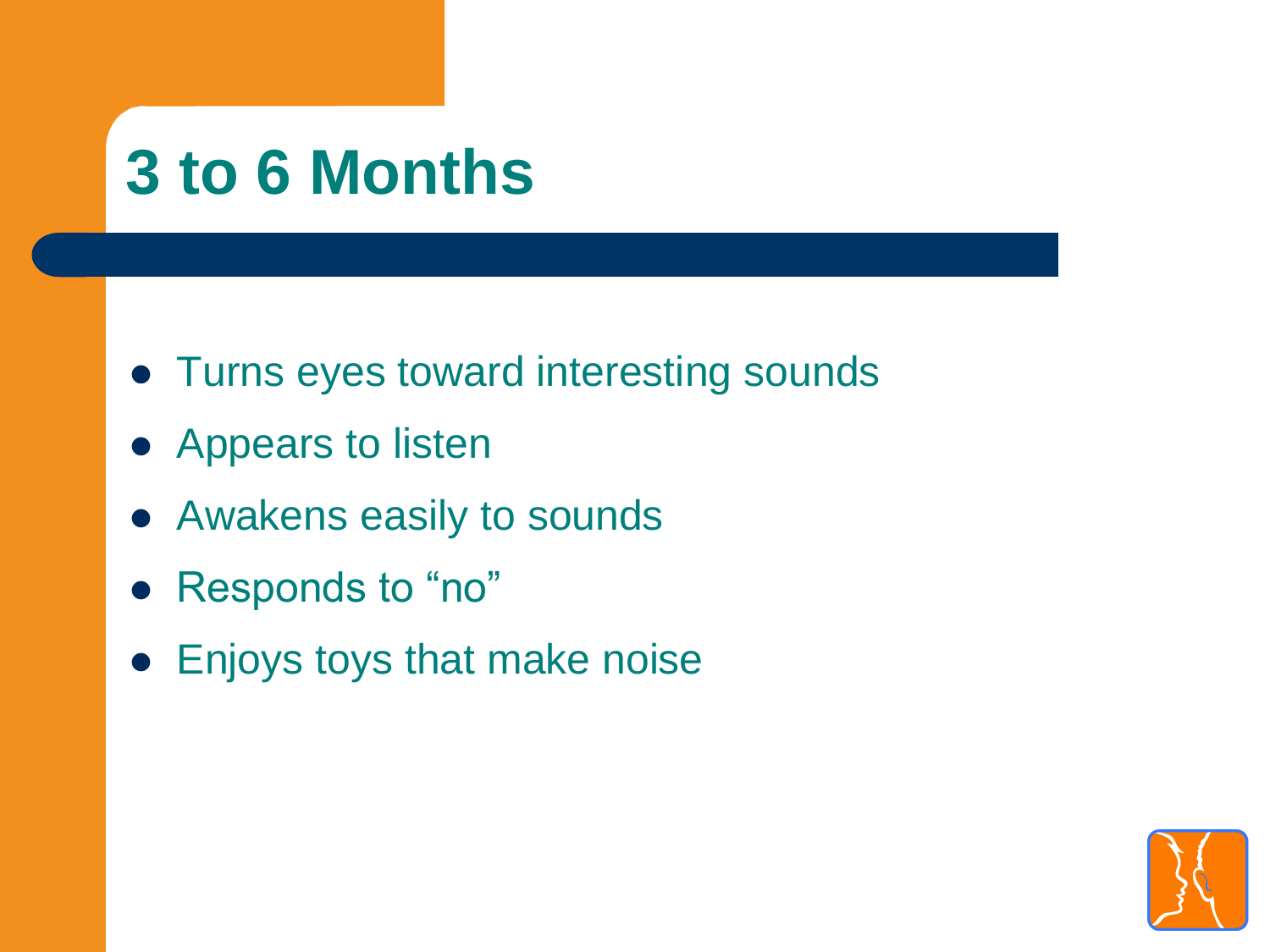# 3 to 6 Months

- Turns eyes toward interesting sounds
- Appears to listen
- Awakens easily to sounds
- Responds to “no”
- Enjoys toys that make noise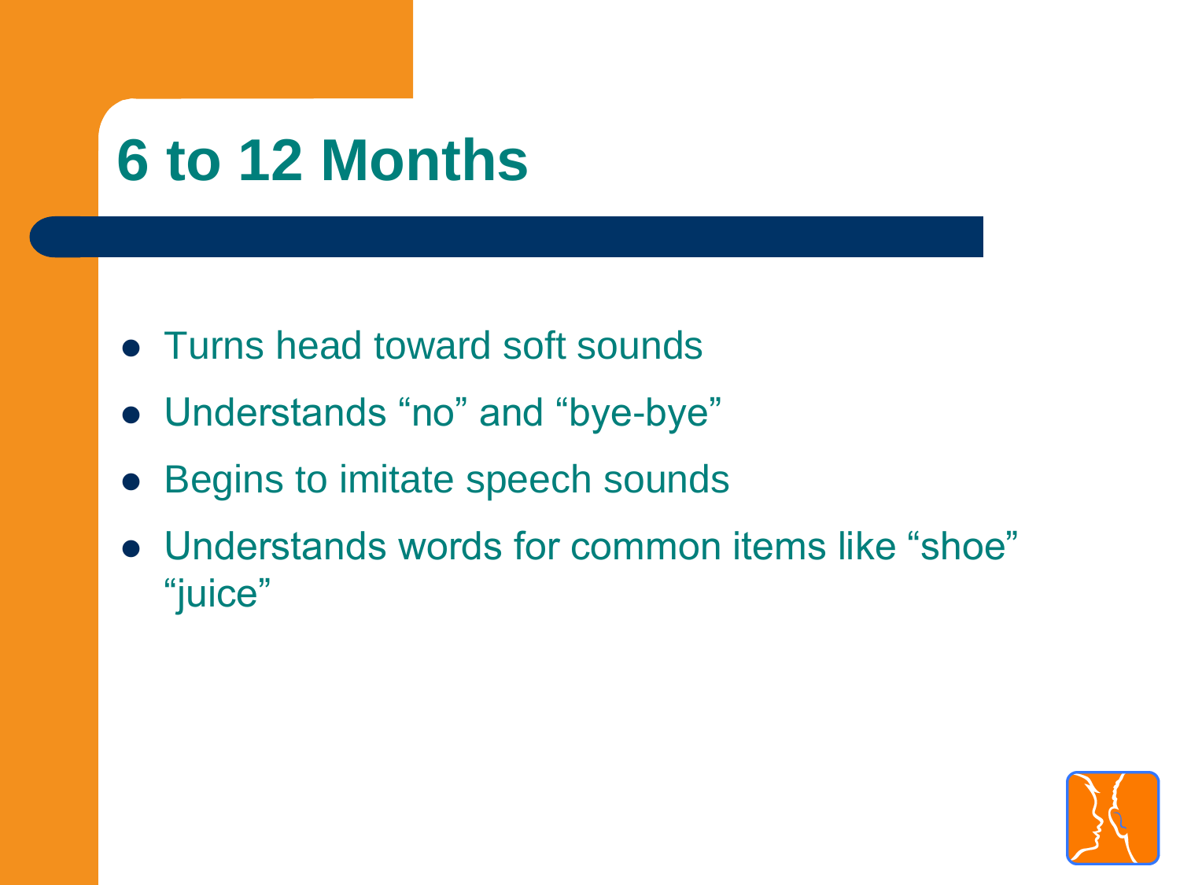# 6 to 12 Months

- Turns head toward soft sounds
- Understands “no” and “bye-bye”
- Begins to imitate speech sounds
- Understands words for common items like “shoe” “juice”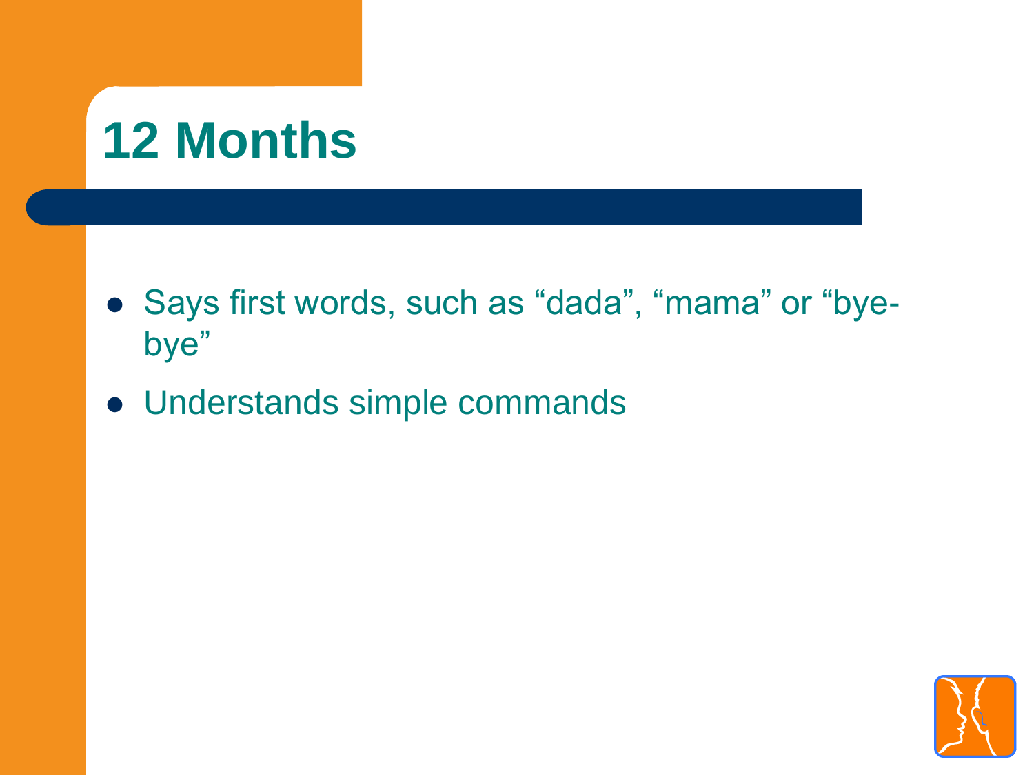# 12 Months

- Says first words, such as “dada”, “mama” or “bye-bye”
- Understands simple commands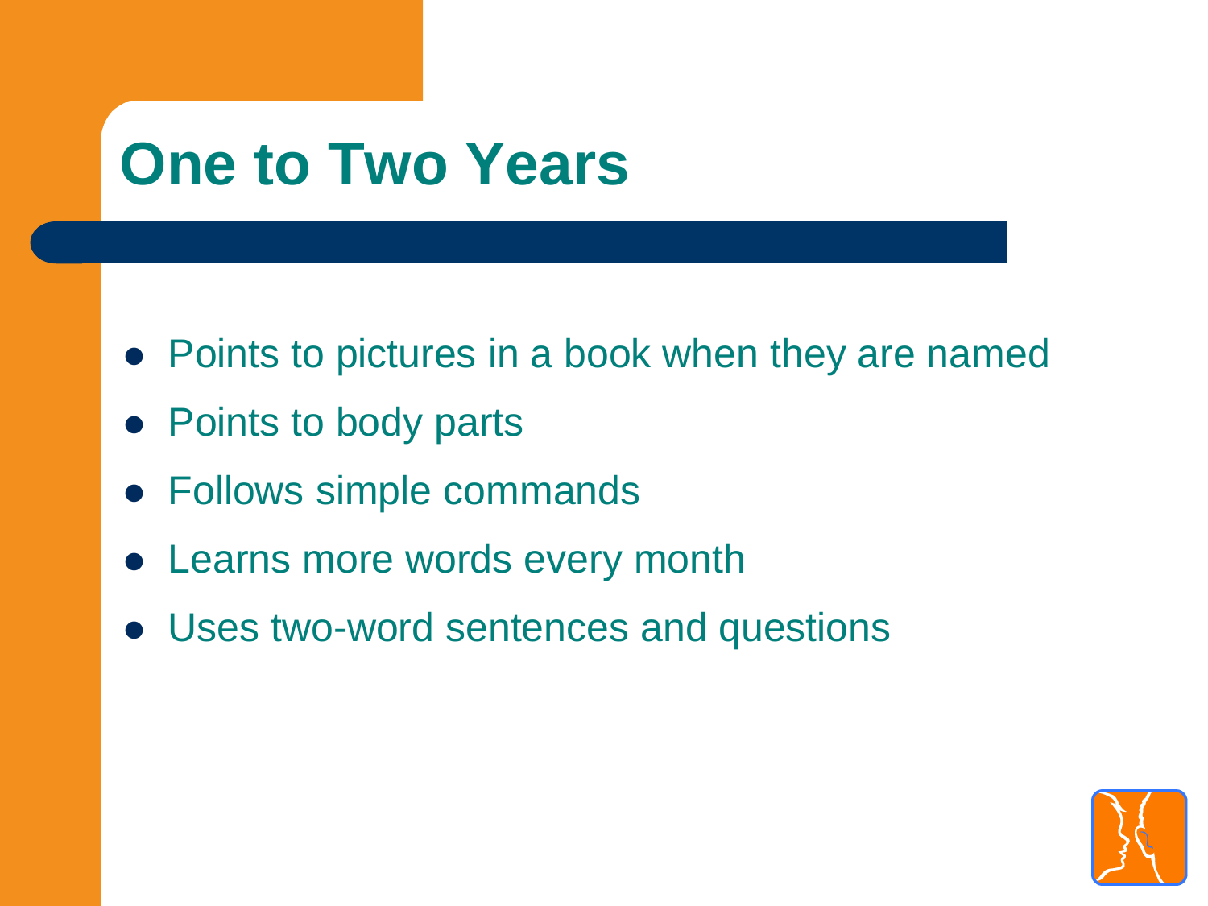# One to Two Years

- Points to pictures in a book when they are named
- Points to body parts
- Follows simple commands
- Learns more words every month
- Uses two-word sentences and questions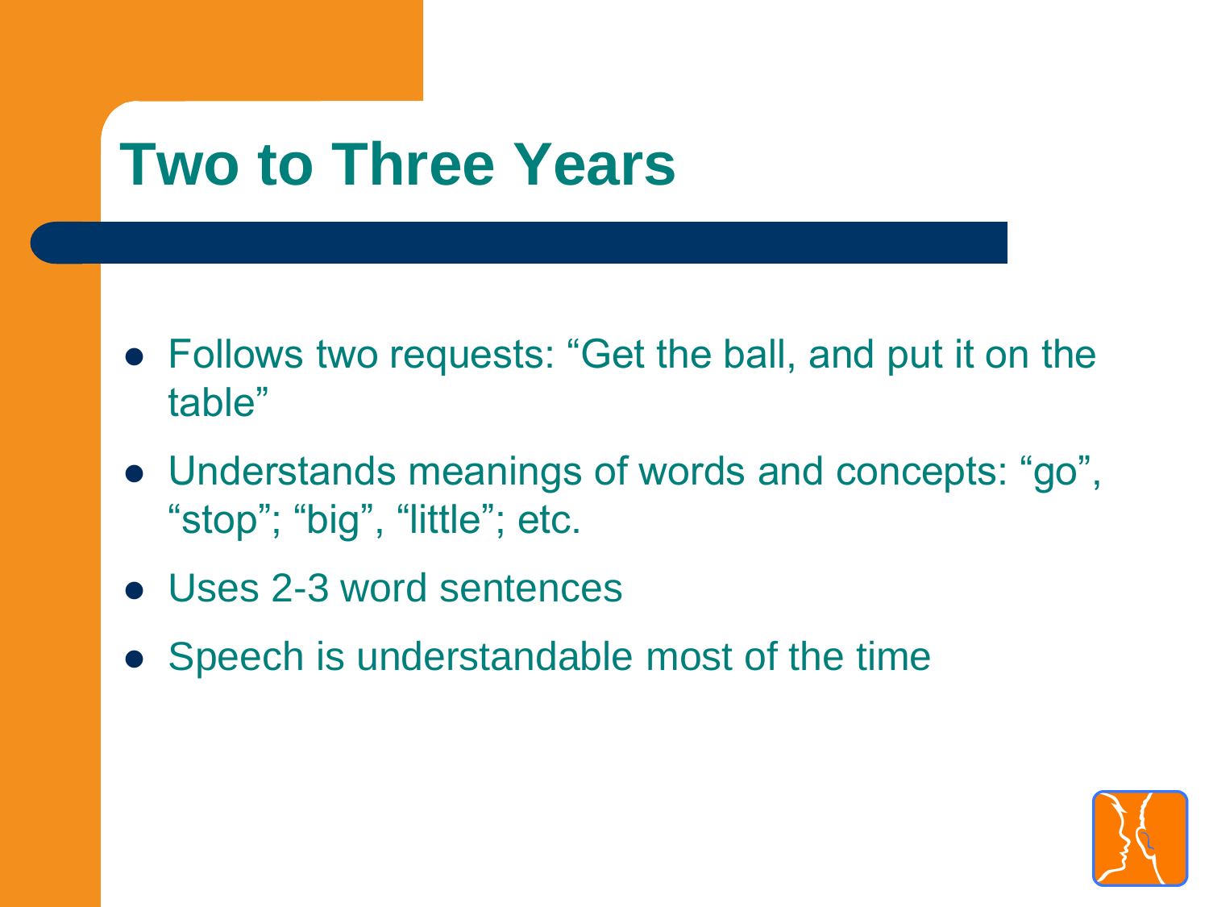# Two to Three Years

- Follows two requests: “Get the ball, and put it on the table”
- Understands meanings of words and concepts: “go”, “stop”; “big”, “little”; etc.
- Uses 2-3 word sentences
- Speech is understandable most of the time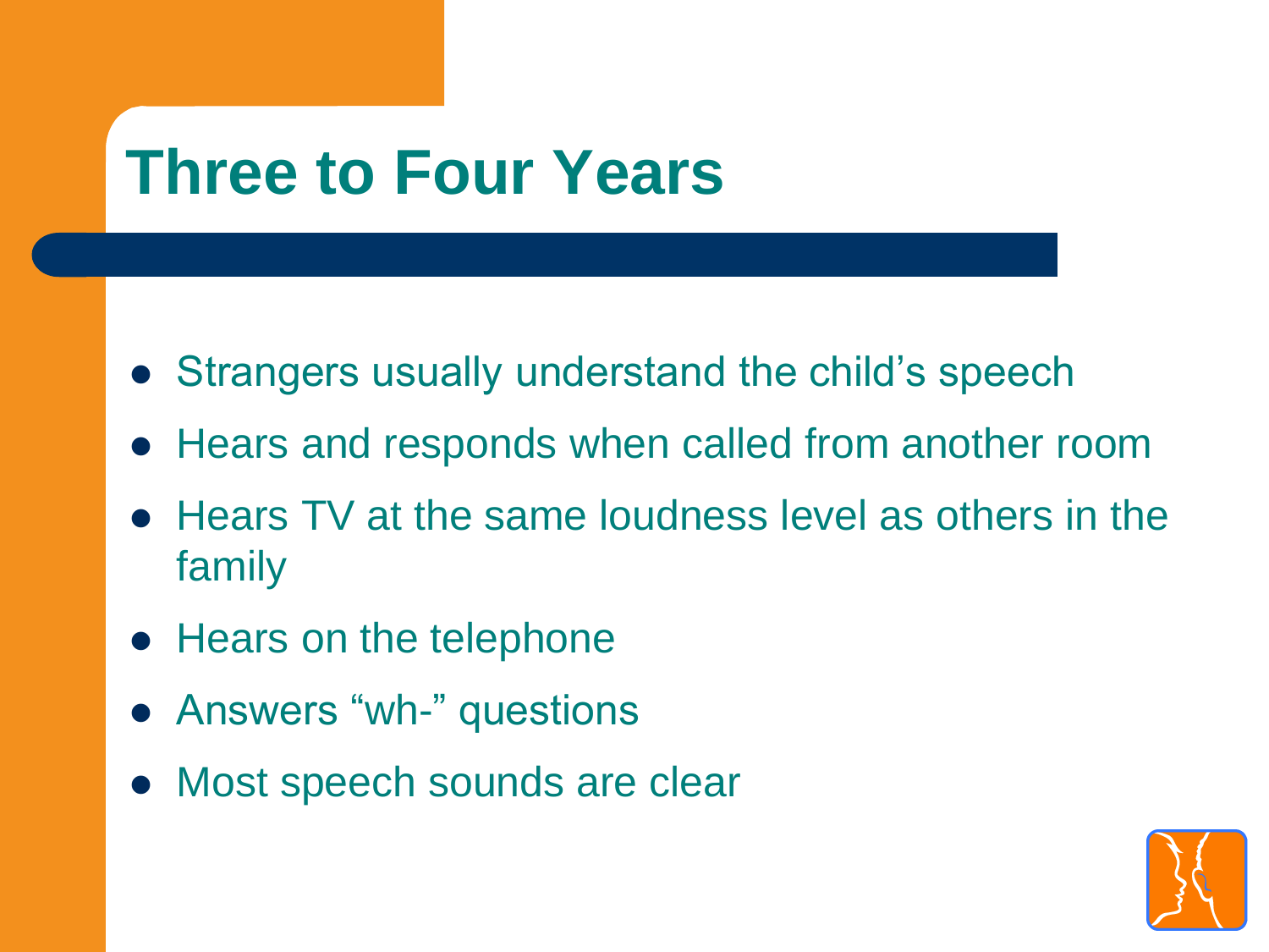# Three to Four Years

- Strangers usually understand the child’s speech
- Hears and responds when called from another room
- Hears TV at the same loudness level as others in the family
- Hears on the telephone
- Answers “wh-” questions
- Most speech sounds are clear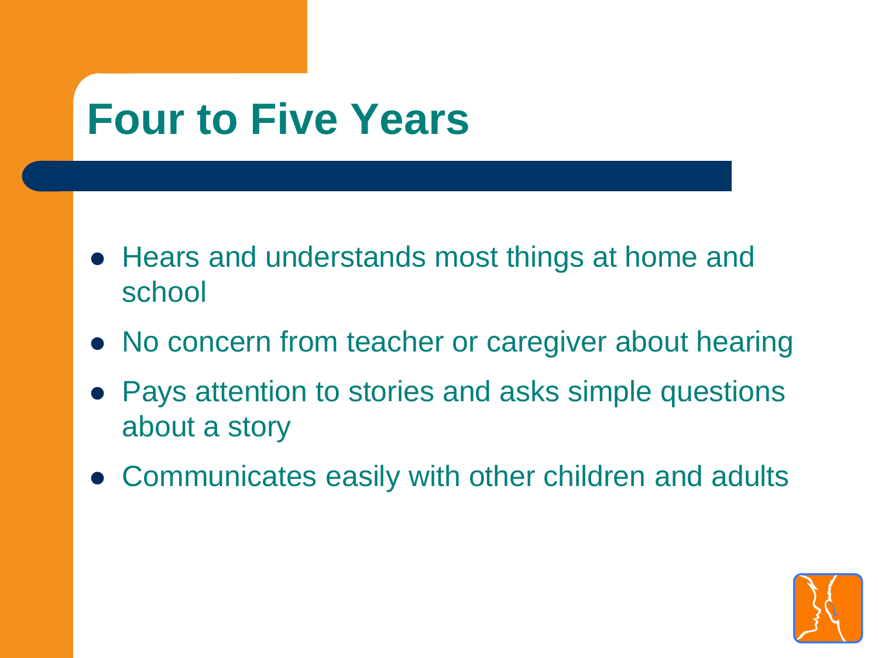# Four to Five Years

- Hears and understands most things at home and school
- No concern from teacher or caregiver about hearing
- Pays attention to stories and asks simple questions about a story
- Communicates easily with other children and adults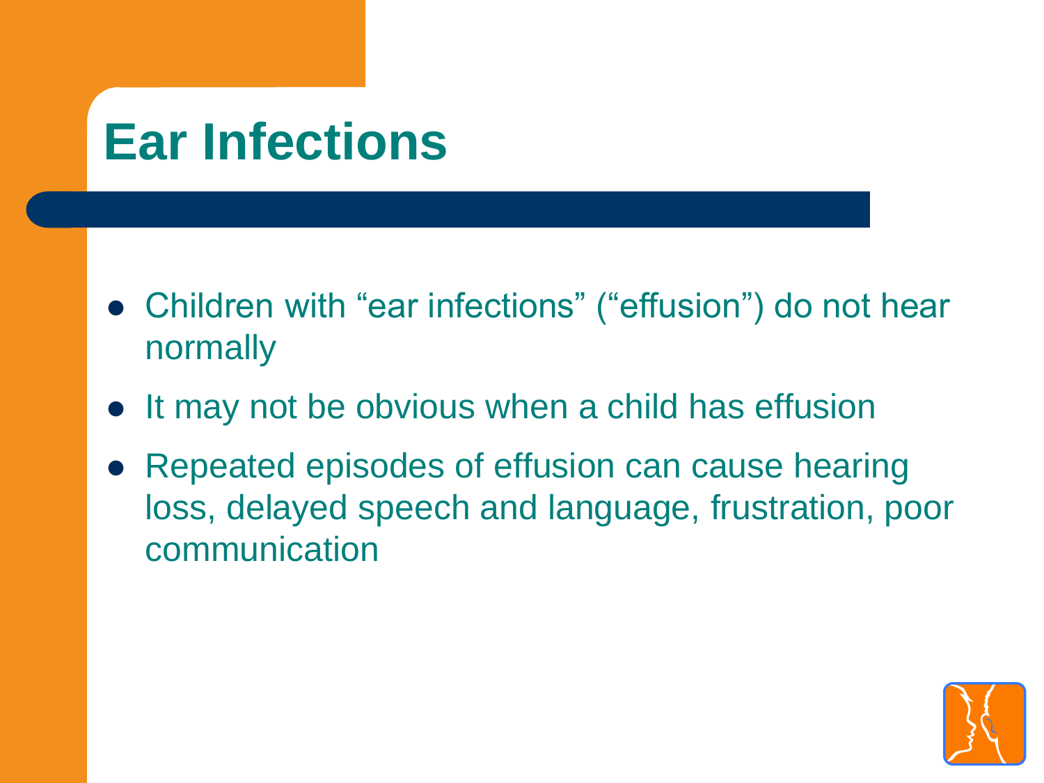# Ear Infections

- Children with “ear infections” (“effusion”) do not hear normally
- It may not be obvious when a child has effusion
- Repeated episodes of effusion can cause hearing loss, delayed speech and language, frustration, poor communication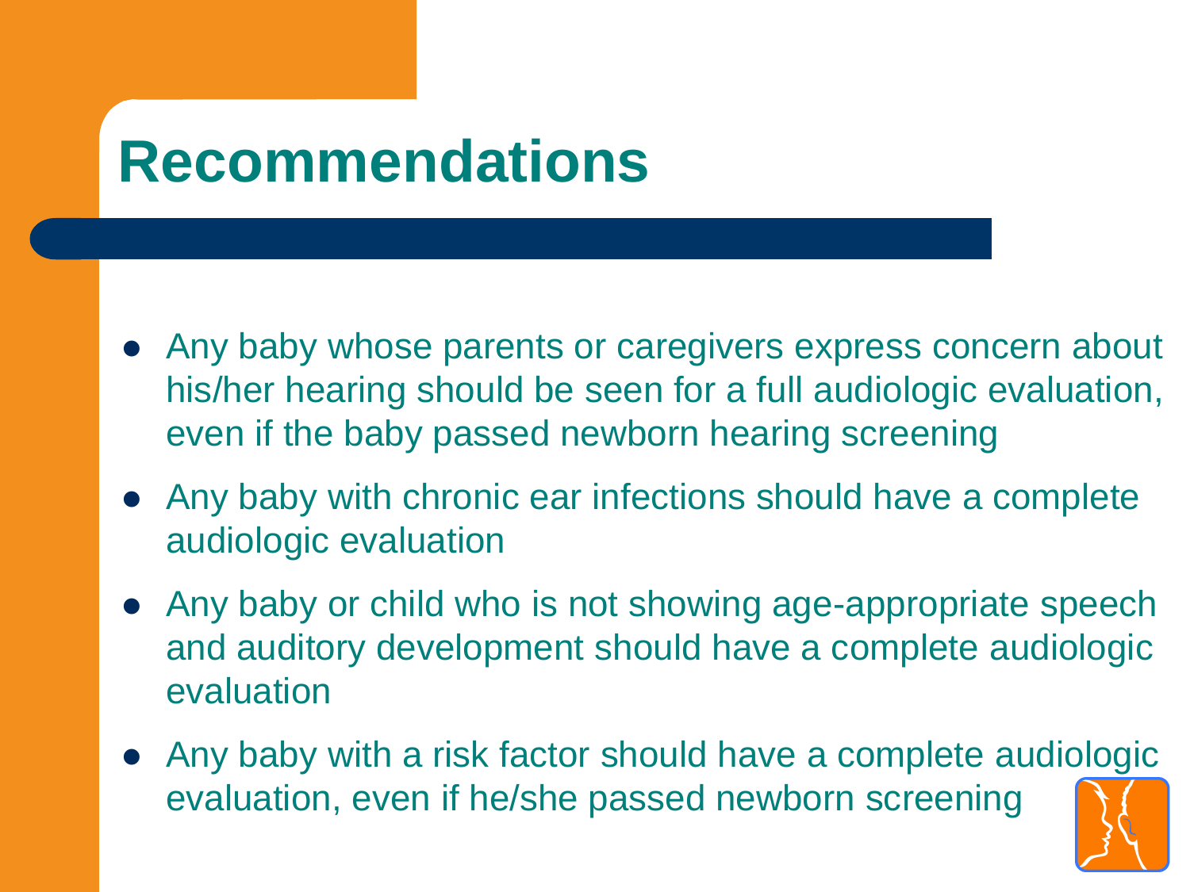# Recommendations

- Any baby whose parents or caregivers express concern about his/her hearing should be seen for a full audiologic evaluation, even if the baby passed newborn hearing screening
- Any baby with chronic ear infections should have a complete audiologic evaluation
- Any baby or child who is not showing age-appropriate speech and auditory development should have a complete audiologic evaluation
- Any baby with a risk factor should have a complete audiologic evaluation, even if he/she passed newborn screening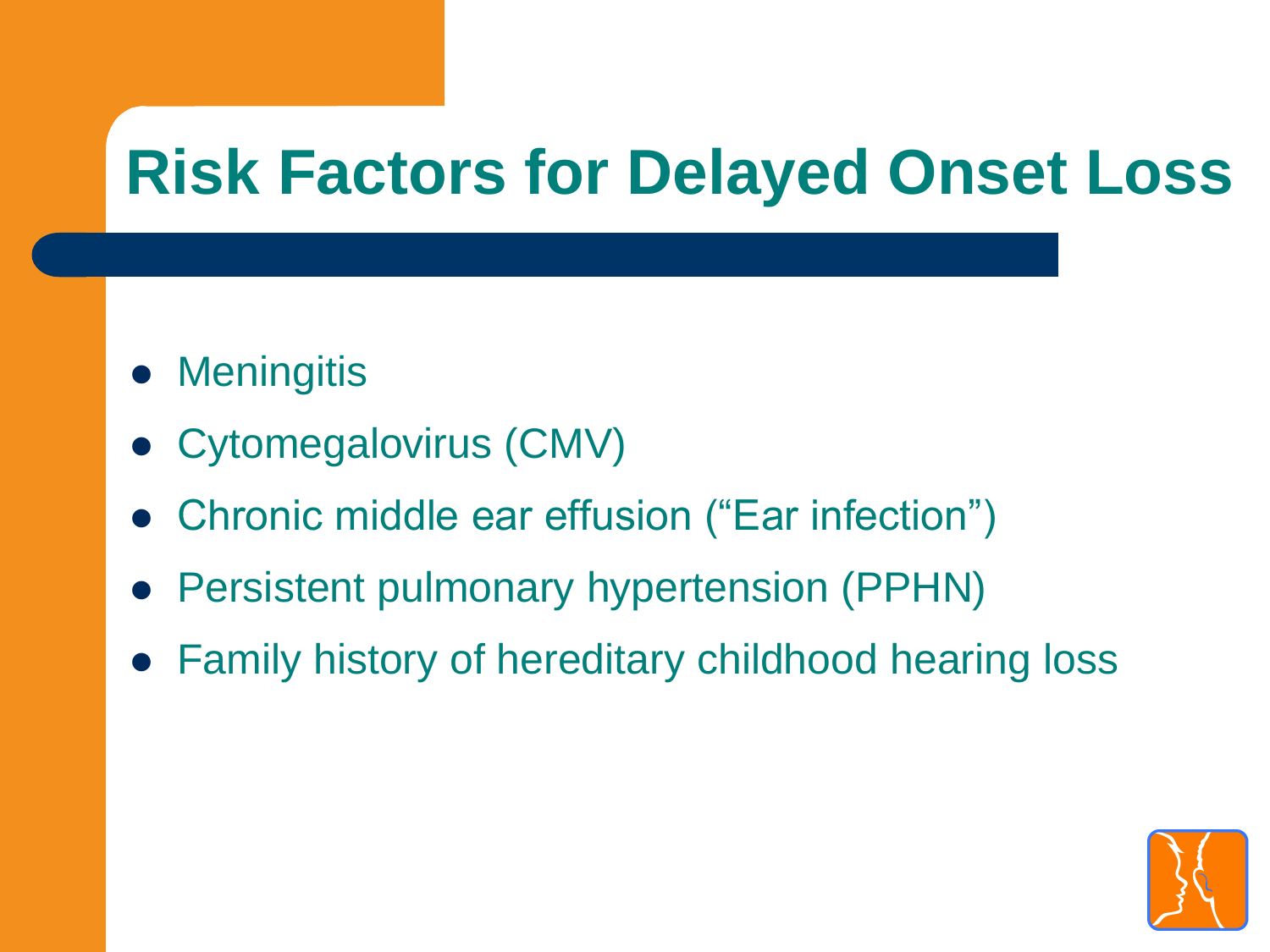# Risk Factors for Delayed Onset Loss

- Meningitis
- Cytomegalovirus (CMV)
- Chronic middle ear effusion (“Ear infection”)
- Persistent pulmonary hypertension (PPHN)
- Family history of hereditary childhood hearing loss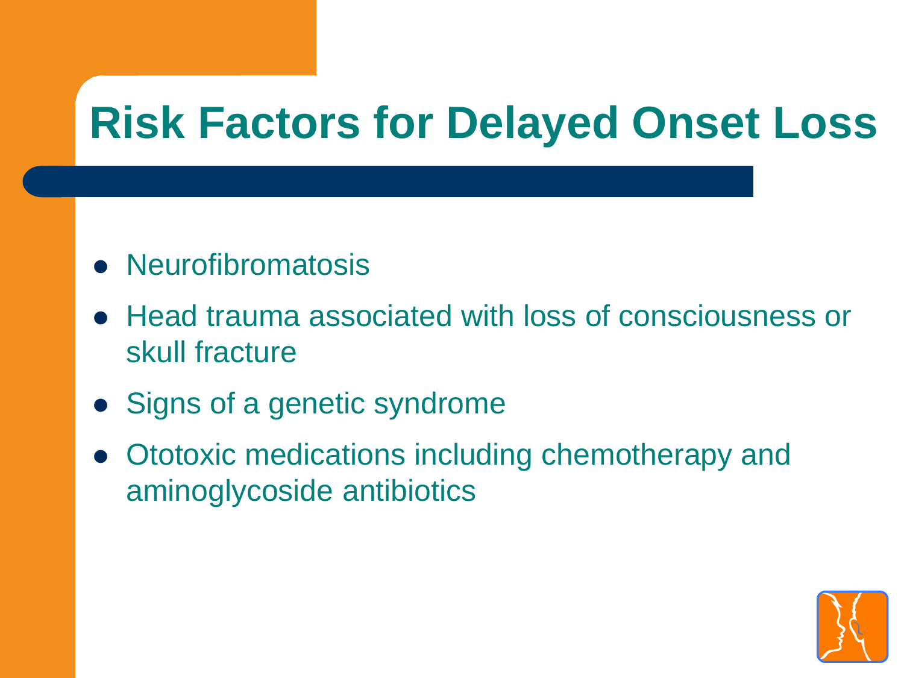# Risk Factors for Delayed Onset Loss

- Neurofibromatosis
- Head trauma associated with loss of consciousness or skull fracture
- Signs of a genetic syndrome
- Ototoxic medications including chemotherapy and aminoglycoside antibiotics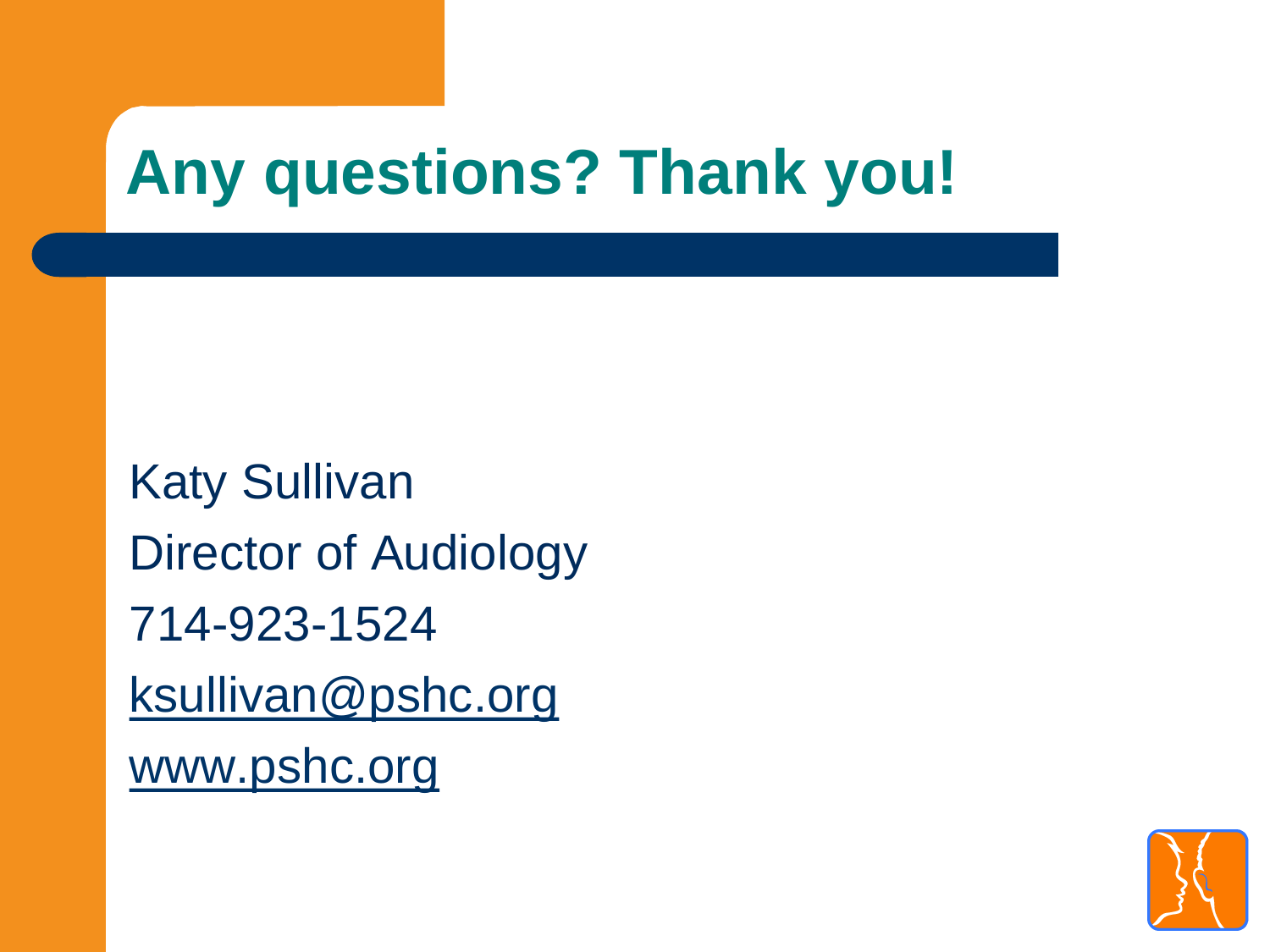# Any questions? Thank you!

Katy Sullivan

Director of Audiology

714-923-1524

ksullivan@pshc.org

www.pshc.org